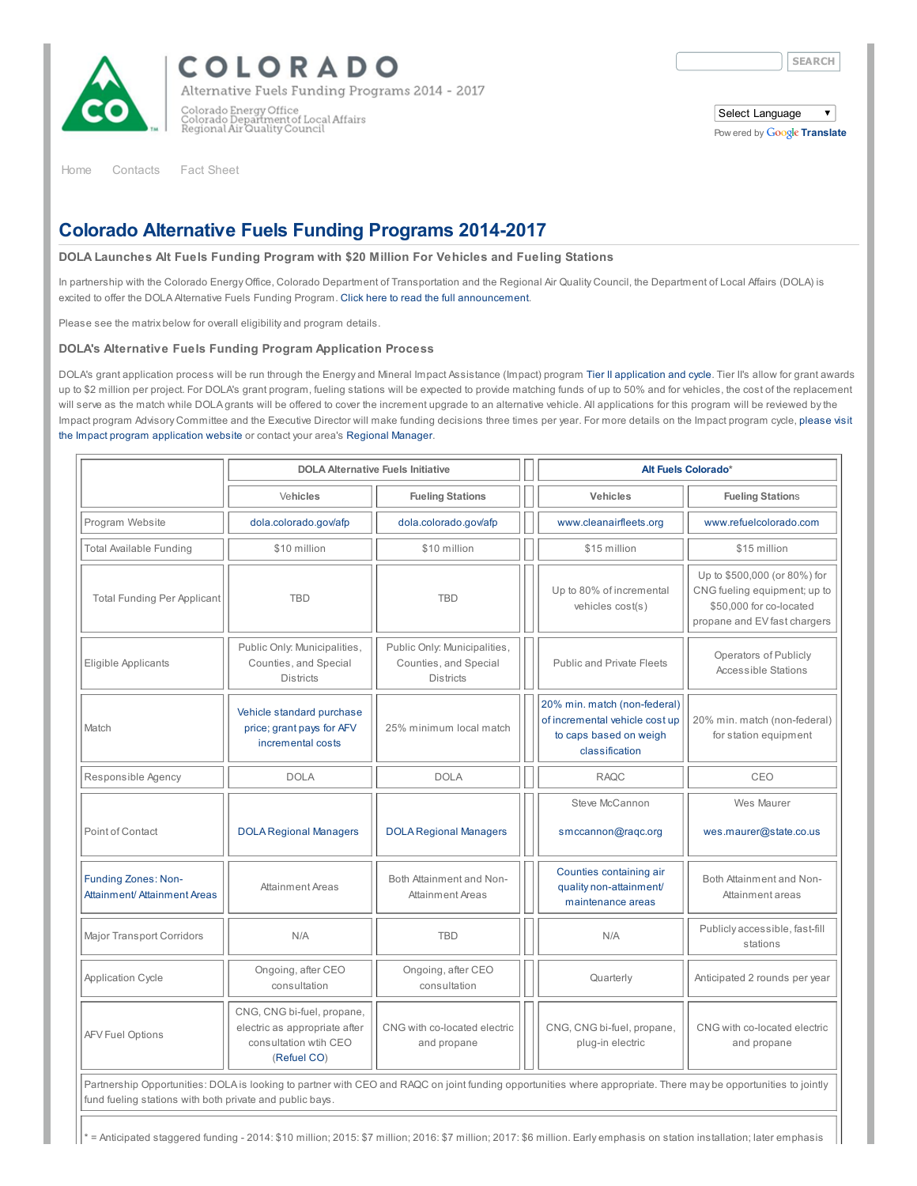# COLORADO

Alternative Fuels Funding Programs 2014 - 2017

Colorado Energy Office
Colorado Department of Local Affairs
Regional Air Quality Council

Home Contacts Fact Sheet

## Colorado Alternative Fuels Funding Programs 2014-2017

### DOLA Launches Alt Fuels Funding Program with $20 Million For Vehicles and Fueling Stations

In partnership with the Colorado Energy Office, Colorado Department of Transportation and the Regional Air Quality Council, the Department of Local Affairs (DOLA) is excited to offer the DOLA Alternative Fuels Funding Program. Click here to read the full announcement.

Please see the matrix below for overall eligibility and program details.

### DOLA's Alternative Fuels Funding Program Application Process

DOLA's grant application process will be run through the Energy and Mineral Impact Assistance (Impact) program Tier II application and cycle. Tier II's allow for grant awards up to $2 million per project. For DOLA's grant program, fueling stations will be expected to provide matching funds of up to 50% and for vehicles, the cost of the replacement will serve as the match while DOLA grants will be offered to cover the increment upgrade to an alternative vehicle. All applications for this program will be reviewed by the Impact program Advisory Committee and the Executive Director will make funding decisions three times per year. For more details on the Impact program cycle, please visit the Impact program application website or contact your area's Regional Manager.

| | DOLA Alternative Fuels Initiative | | Alt Fuels Colorado* | |
|---|---|---|---|---|
| | Vehicles | Fueling Stations | Vehicles | Fueling Stations |
| Program Website | dola.colorado.gov/afp | dola.colorado.gov/afp | www.cleanairfleets.org | www.refuelcolorado.com |
| Total Available Funding | $10 million | $10 million | $15 million | $15 million |
| Total Funding Per Applicant | TBD | TBD | Up to 80% of incremental vehicles cost(s) | Up to $500,000 (or 80%) for CNG fueling equipment; up to $50,000 for co-located propane and EV fast chargers |
| Eligible Applicants | Public Only: Municipalities, Counties, and Special Districts | Public Only: Municipalities, Counties, and Special Districts | Public and Private Fleets | Operators of Publicly Accessible Stations |
| Match | Vehicle standard purchase price; grant pays for AFV incremental costs | 25% minimum local match | 20% min. match (non-federal) of incremental vehicle cost up to caps based on weigh classification | 20% min. match (non-federal) for station equipment |
| Responsible Agency | DOLA | DOLA | RAQC | CEO |
| Point of Contact | DOLA Regional Managers | DOLA Regional Managers | Steve McCannon smccannon@raqc.org | Wes Maurer wes.maurer@state.co.us |
| Funding Zones: Non-Attainment/ Attainment Areas | Attainment Areas | Both Attainment and Non-Attainment Areas | Counties containing air quality non-attainment/ maintenance areas | Both Attainment and Non-Attainment areas |
| Major Transport Corridors | N/A | TBD | N/A | Publicly accessible, fast-fill stations |
| Application Cycle | Ongoing, after CEO consultation | Ongoing, after CEO consultation | Quarterly | Anticipated 2 rounds per year |
| AFV Fuel Options | CNG, CNG bi-fuel, propane, electric as appropriate after consultation wtih CEO (Refuel CO) | CNG with co-located electric and propane | CNG, CNG bi-fuel, propane, plug-in electric | CNG with co-located electric and propane |
| Partnership Opportunities: DOLA is looking to partner with CEO and RAQC on joint funding opportunities where appropriate. There may be opportunities to jointly fund fueling stations with both private and public bays. | | | | |

\* = Anticipated staggered funding - 2014: $10 million; 2015: $7 million; 2016: $7 million; 2017: $6 million. Early emphasis on station installation; later emphasis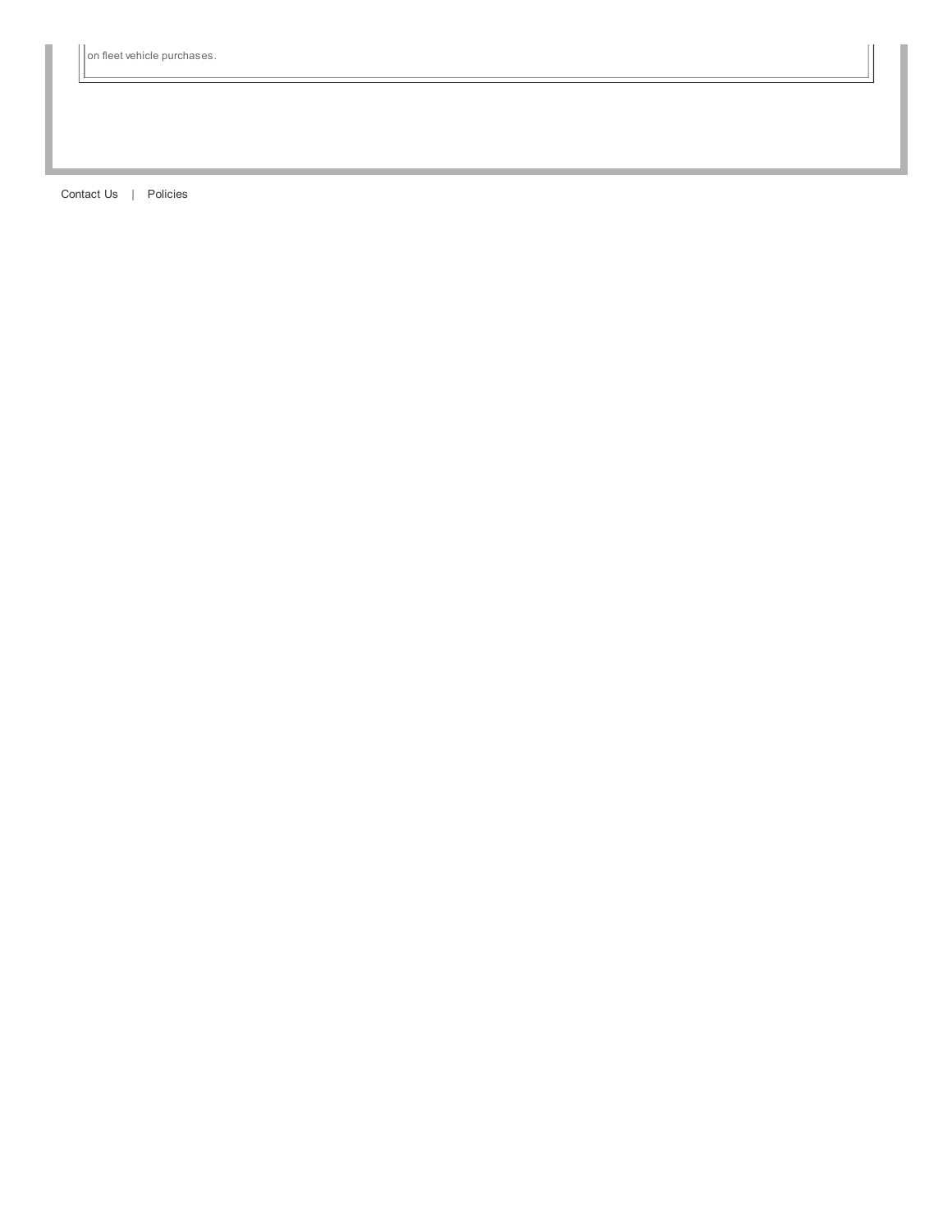on fleet vehicle purchases.

Contact Us | Policies